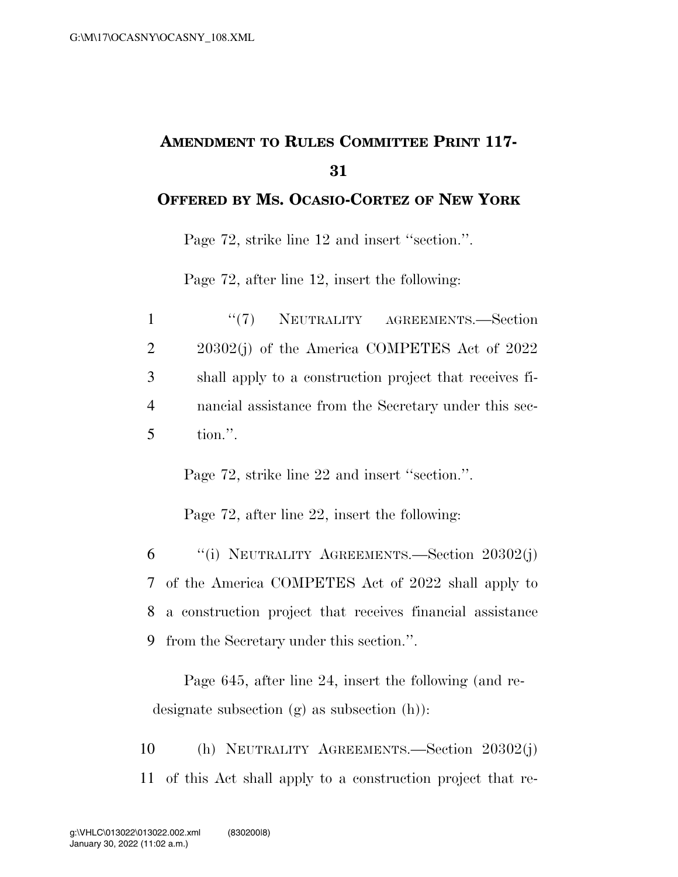## AMENDMENT TO RULES COMMITTEE PRINT 117-31

## OFFERED BY MS. OCASIO-CORTEZ OF NEW YORK

Page 72, strike line 12 and insert ''section.''.

Page 72, after line 12, insert the following:

1 ''(7) NEUTRALITY AGREEMENTS.—Section
2 20302(j) of the America COMPETES Act of 2022
3 shall apply to a construction project that receives fi-
4 nancial assistance from the Secretary under this sec-
5 tion.''.

Page 72, strike line 22 and insert ''section.''.

Page 72, after line 22, insert the following:

6 ''(i) NEUTRALITY AGREEMENTS.—Section 20302(j)
7 of the America COMPETES Act of 2022 shall apply to
8 a construction project that receives financial assistance
9 from the Secretary under this section.''.

Page 645, after line 24, insert the following (and redesignate subsection (g) as subsection (h)):

10 (h) NEUTRALITY AGREEMENTS.—Section 20302(j)
11 of this Act shall apply to a construction project that re-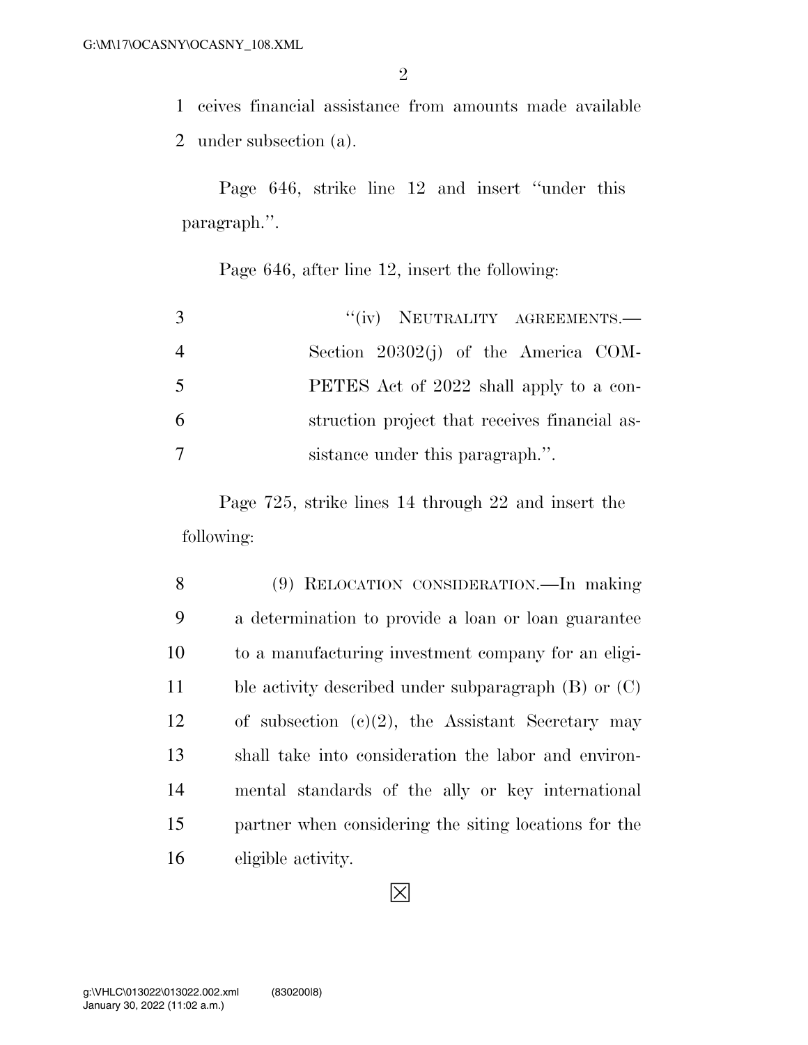ceives financial assistance from amounts made available under subsection (a).

Page 646, strike line 12 and insert ''under this paragraph.''.

Page 646, after line 12, insert the following:

''(iv) NEUTRALITY AGREEMENTS.— Section 20302(j) of the America COMPETES Act of 2022 shall apply to a construction project that receives financial assistance under this paragraph.''.

Page 725, strike lines 14 through 22 and insert the following:

(9) RELOCATION CONSIDERATION.—In making a determination to provide a loan or loan guarantee to a manufacturing investment company for an eligible activity described under subparagraph (B) or (C) of subsection (c)(2), the Assistant Secretary may shall take into consideration the labor and environmental standards of the ally or key international partner when considering the siting locations for the eligible activity.

☒